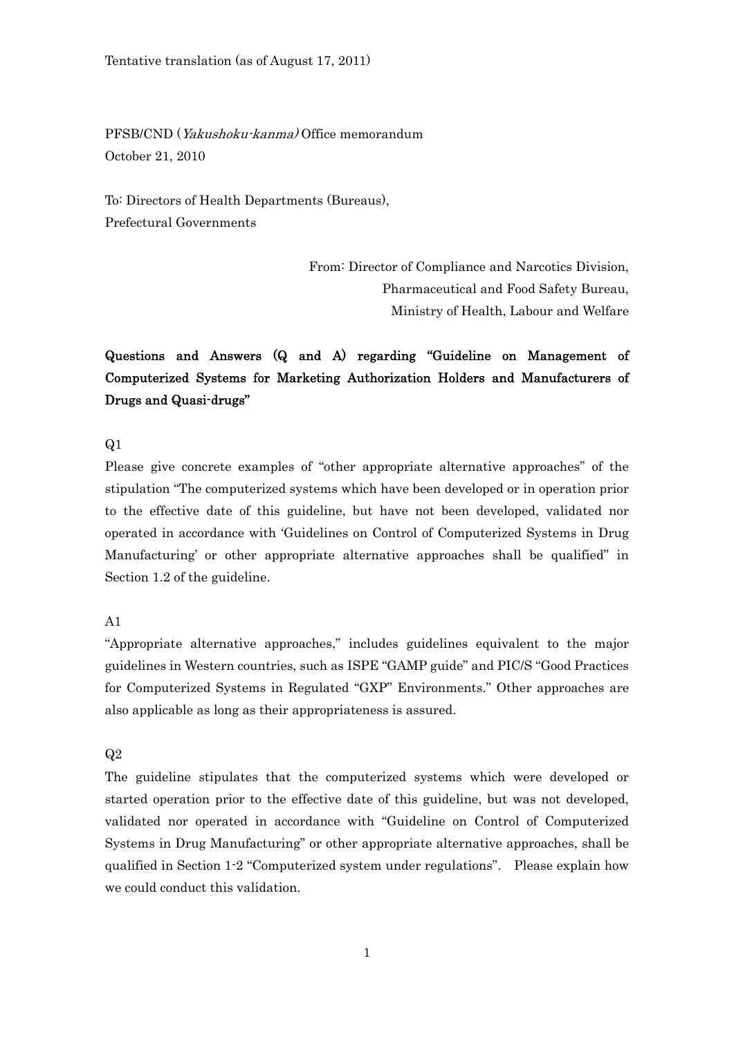Tentative translation (as of August 17, 2011)

PFSB/CND (*Yakushoku-kanma)* Office memorandum
October 21, 2010

To: Directors of Health Departments (Bureaus),
Prefectural Governments

From: Director of Compliance and Narcotics Division,
Pharmaceutical and Food Safety Bureau,
Ministry of Health, Labour and Welfare

## Questions and Answers (Q and A) regarding "Guideline on Management of Computerized Systems for Marketing Authorization Holders and Manufacturers of Drugs and Quasi-drugs"

Q1

Please give concrete examples of "other appropriate alternative approaches" of the stipulation "The computerized systems which have been developed or in operation prior to the effective date of this guideline, but have not been developed, validated nor operated in accordance with 'Guidelines on Control of Computerized Systems in Drug Manufacturing' or other appropriate alternative approaches shall be qualified" in Section 1.2 of the guideline.

A1

"Appropriate alternative approaches," includes guidelines equivalent to the major guidelines in Western countries, such as ISPE "GAMP guide" and PIC/S "Good Practices for Computerized Systems in Regulated "GXP" Environments." Other approaches are also applicable as long as their appropriateness is assured.

Q2

The guideline stipulates that the computerized systems which were developed or started operation prior to the effective date of this guideline, but was not developed, validated nor operated in accordance with "Guideline on Control of Computerized Systems in Drug Manufacturing" or other appropriate alternative approaches, shall be qualified in Section 1-2 "Computerized system under regulations". Please explain how we could conduct this validation.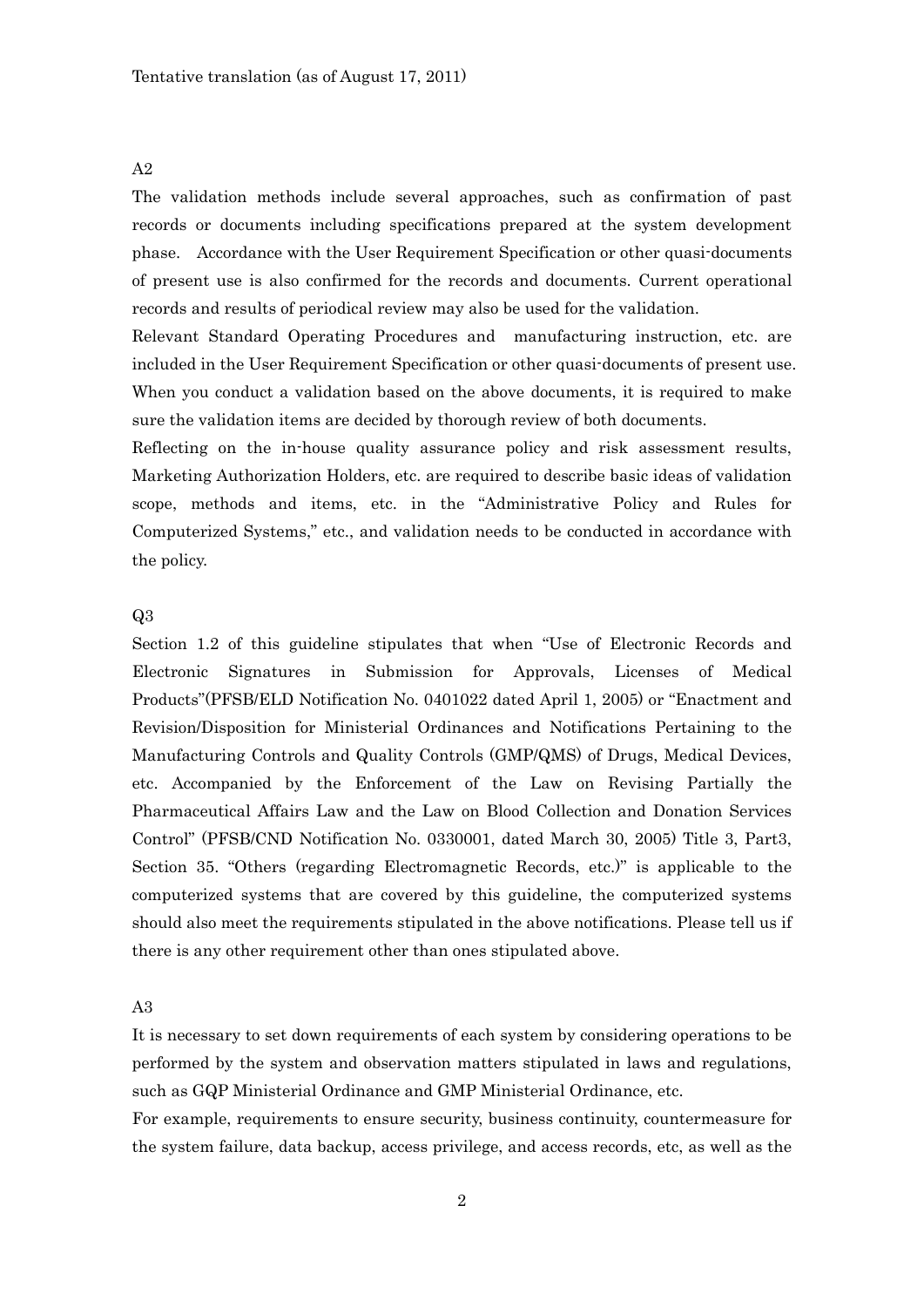Tentative translation (as of August 17, 2011)

A2

The validation methods include several approaches, such as confirmation of past records or documents including specifications prepared at the system development phase. Accordance with the User Requirement Specification or other quasi-documents of present use is also confirmed for the records and documents. Current operational records and results of periodical review may also be used for the validation.

Relevant Standard Operating Procedures and manufacturing instruction, etc. are included in the User Requirement Specification or other quasi-documents of present use. When you conduct a validation based on the above documents, it is required to make sure the validation items are decided by thorough review of both documents.

Reflecting on the in-house quality assurance policy and risk assessment results, Marketing Authorization Holders, etc. are required to describe basic ideas of validation scope, methods and items, etc. in the "Administrative Policy and Rules for Computerized Systems," etc., and validation needs to be conducted in accordance with the policy.

Q3

Section 1.2 of this guideline stipulates that when "Use of Electronic Records and Electronic Signatures in Submission for Approvals, Licenses of Medical Products"(PFSB/ELD Notification No. 0401022 dated April 1, 2005) or "Enactment and Revision/Disposition for Ministerial Ordinances and Notifications Pertaining to the Manufacturing Controls and Quality Controls (GMP/QMS) of Drugs, Medical Devices, etc. Accompanied by the Enforcement of the Law on Revising Partially the Pharmaceutical Affairs Law and the Law on Blood Collection and Donation Services Control" (PFSB/CND Notification No. 0330001, dated March 30, 2005) Title 3, Part3, Section 35. "Others (regarding Electromagnetic Records, etc.)" is applicable to the computerized systems that are covered by this guideline, the computerized systems should also meet the requirements stipulated in the above notifications. Please tell us if there is any other requirement other than ones stipulated above.

A3

It is necessary to set down requirements of each system by considering operations to be performed by the system and observation matters stipulated in laws and regulations, such as GQP Ministerial Ordinance and GMP Ministerial Ordinance, etc.

For example, requirements to ensure security, business continuity, countermeasure for the system failure, data backup, access privilege, and access records, etc, as well as the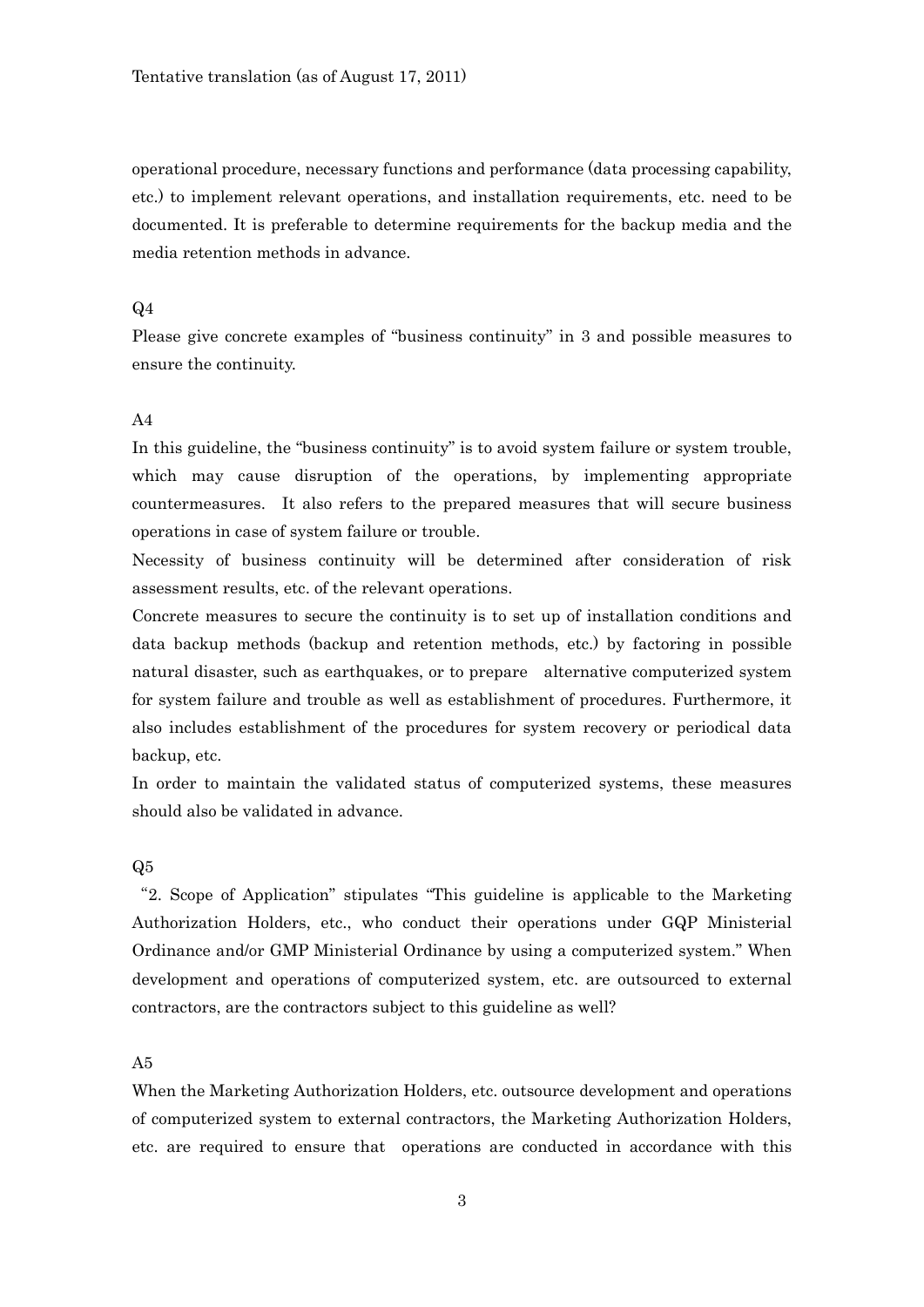operational procedure, necessary functions and performance (data processing capability, etc.) to implement relevant operations, and installation requirements, etc. need to be documented. It is preferable to determine requirements for the backup media and the media retention methods in advance.

Q4

Please give concrete examples of "business continuity" in 3 and possible measures to ensure the continuity.

A4

In this guideline, the "business continuity" is to avoid system failure or system trouble, which may cause disruption of the operations, by implementing appropriate countermeasures. It also refers to the prepared measures that will secure business operations in case of system failure or trouble.

Necessity of business continuity will be determined after consideration of risk assessment results, etc. of the relevant operations.

Concrete measures to secure the continuity is to set up of installation conditions and data backup methods (backup and retention methods, etc.) by factoring in possible natural disaster, such as earthquakes, or to prepare alternative computerized system for system failure and trouble as well as establishment of procedures. Furthermore, it also includes establishment of the procedures for system recovery or periodical data backup, etc.

In order to maintain the validated status of computerized systems, these measures should also be validated in advance.

Q5

"2. Scope of Application" stipulates "This guideline is applicable to the Marketing Authorization Holders, etc., who conduct their operations under GQP Ministerial Ordinance and/or GMP Ministerial Ordinance by using a computerized system." When development and operations of computerized system, etc. are outsourced to external contractors, are the contractors subject to this guideline as well?

A5

When the Marketing Authorization Holders, etc. outsource development and operations of computerized system to external contractors, the Marketing Authorization Holders, etc. are required to ensure that operations are conducted in accordance with this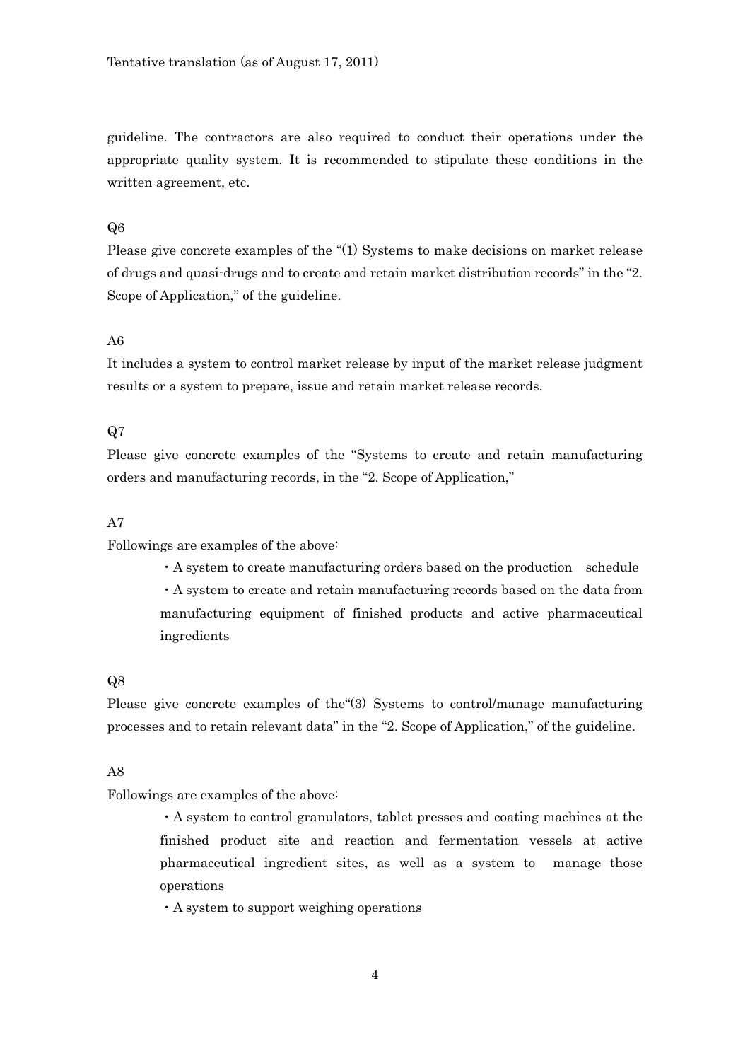guideline. The contractors are also required to conduct their operations under the appropriate quality system. It is recommended to stipulate these conditions in the written agreement, etc.

Q6

Please give concrete examples of the "(1) Systems to make decisions on market release of drugs and quasi-drugs and to create and retain market distribution records" in the "2. Scope of Application," of the guideline.

A6

It includes a system to control market release by input of the market release judgment results or a system to prepare, issue and retain market release records.

Q7

Please give concrete examples of the "Systems to create and retain manufacturing orders and manufacturing records, in the "2. Scope of Application,"

A7

Followings are examples of the above:

- A system to create manufacturing orders based on the production schedule
- A system to create and retain manufacturing records based on the data from manufacturing equipment of finished products and active pharmaceutical ingredients

Q8

Please give concrete examples of the"(3) Systems to control/manage manufacturing processes and to retain relevant data" in the "2. Scope of Application," of the guideline.

A8

Followings are examples of the above:

- A system to control granulators, tablet presses and coating machines at the finished product site and reaction and fermentation vessels at active pharmaceutical ingredient sites, as well as a system to manage those operations
- A system to support weighing operations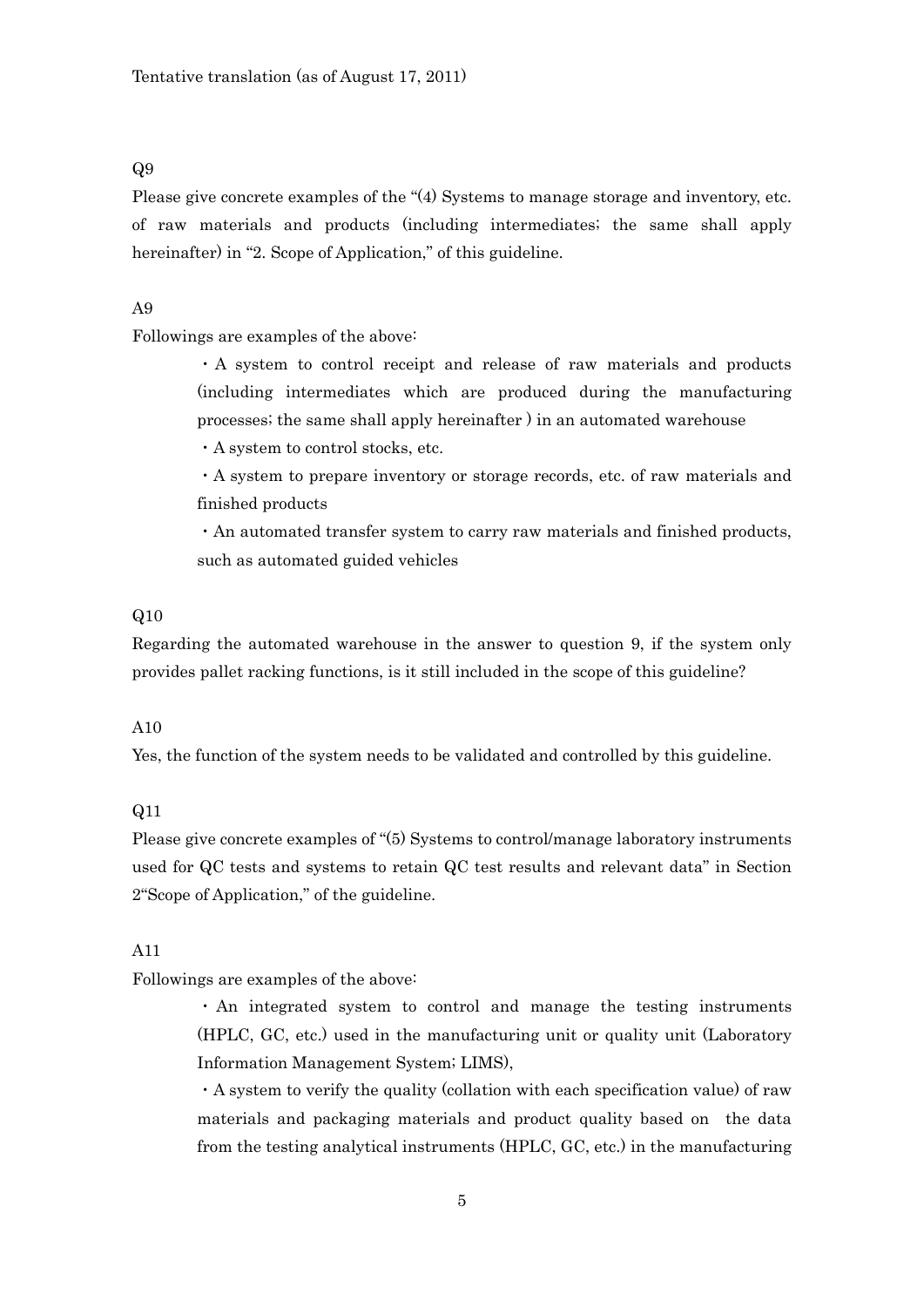Tentative translation (as of August 17, 2011)

Q9

Please give concrete examples of the "(4) Systems to manage storage and inventory, etc. of raw materials and products (including intermediates; the same shall apply hereinafter) in "2. Scope of Application," of this guideline.

A9

Followings are examples of the above:

- A system to control receipt and release of raw materials and products (including intermediates which are produced during the manufacturing processes; the same shall apply hereinafter ) in an automated warehouse
- A system to control stocks, etc.
- A system to prepare inventory or storage records, etc. of raw materials and finished products
- An automated transfer system to carry raw materials and finished products, such as automated guided vehicles

Q10

Regarding the automated warehouse in the answer to question 9, if the system only provides pallet racking functions, is it still included in the scope of this guideline?

A10

Yes, the function of the system needs to be validated and controlled by this guideline.

Q11

Please give concrete examples of "(5) Systems to control/manage laboratory instruments used for QC tests and systems to retain QC test results and relevant data" in Section 2"Scope of Application," of the guideline.

A11

Followings are examples of the above:

- An integrated system to control and manage the testing instruments (HPLC, GC, etc.) used in the manufacturing unit or quality unit (Laboratory Information Management System; LIMS),
- A system to verify the quality (collation with each specification value) of raw materials and packaging materials and product quality based on the data from the testing analytical instruments (HPLC, GC, etc.) in the manufacturing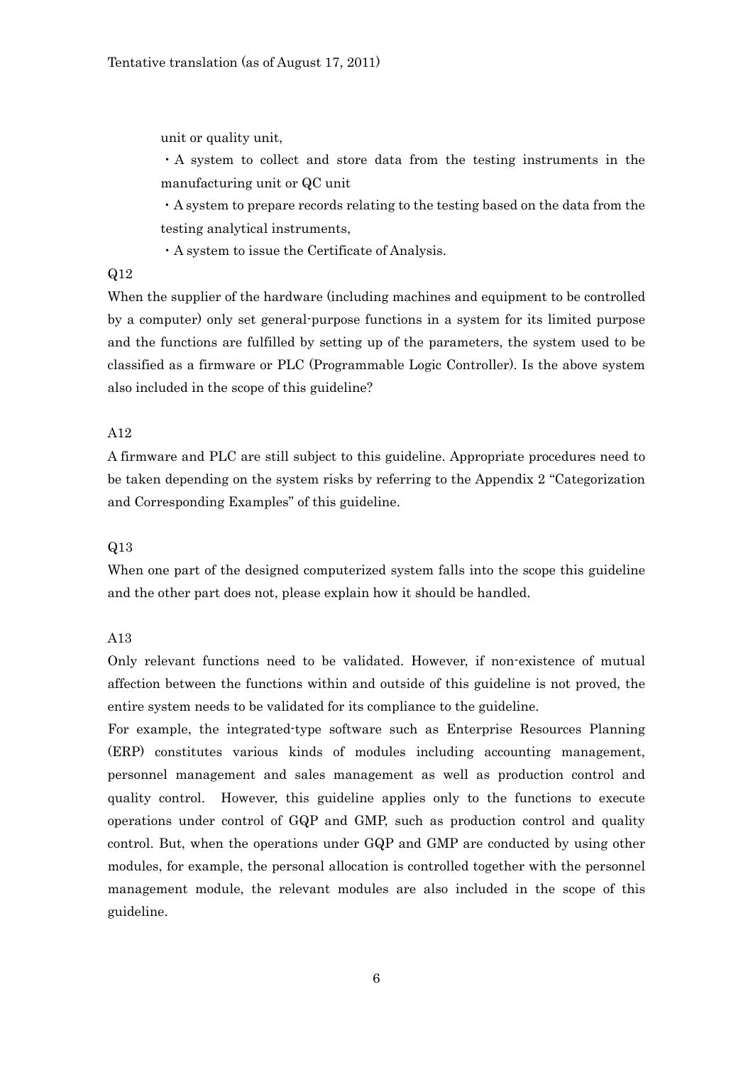unit or quality unit,

・A system to collect and store data from the testing instruments in the manufacturing unit or QC unit

・A system to prepare records relating to the testing based on the data from the testing analytical instruments,

・A system to issue the Certificate of Analysis.

Q12

When the supplier of the hardware (including machines and equipment to be controlled by a computer) only set general-purpose functions in a system for its limited purpose and the functions are fulfilled by setting up of the parameters, the system used to be classified as a firmware or PLC (Programmable Logic Controller). Is the above system also included in the scope of this guideline?

A12

A firmware and PLC are still subject to this guideline. Appropriate procedures need to be taken depending on the system risks by referring to the Appendix 2 "Categorization and Corresponding Examples" of this guideline.

Q13

When one part of the designed computerized system falls into the scope this guideline and the other part does not, please explain how it should be handled.

A13

Only relevant functions need to be validated. However, if non-existence of mutual affection between the functions within and outside of this guideline is not proved, the entire system needs to be validated for its compliance to the guideline.

For example, the integrated-type software such as Enterprise Resources Planning (ERP) constitutes various kinds of modules including accounting management, personnel management and sales management as well as production control and quality control. However, this guideline applies only to the functions to execute operations under control of GQP and GMP, such as production control and quality control. But, when the operations under GQP and GMP are conducted by using other modules, for example, the personal allocation is controlled together with the personnel management module, the relevant modules are also included in the scope of this guideline.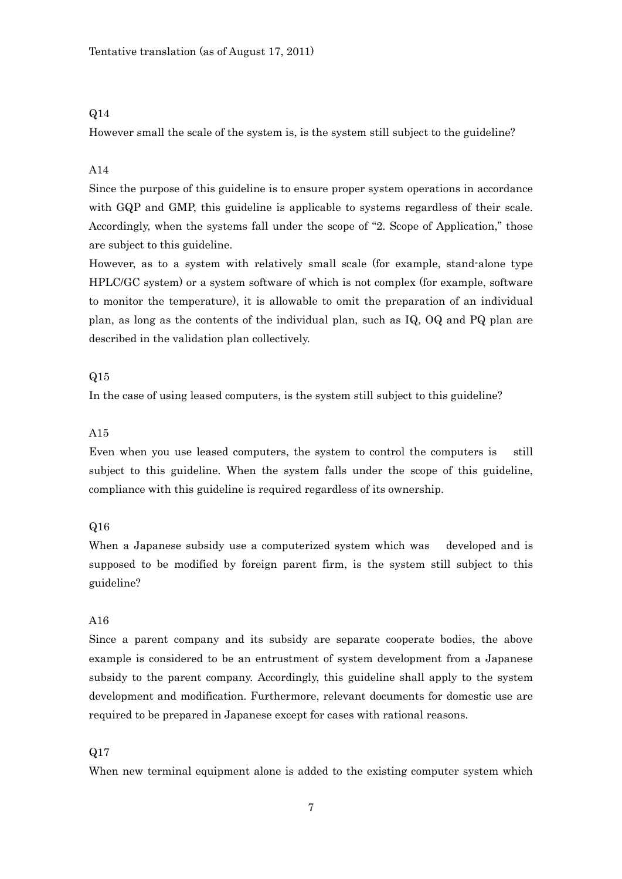Q14

However small the scale of the system is, is the system still subject to the guideline?

A14

Since the purpose of this guideline is to ensure proper system operations in accordance with GQP and GMP, this guideline is applicable to systems regardless of their scale. Accordingly, when the systems fall under the scope of "2. Scope of Application," those are subject to this guideline.

However, as to a system with relatively small scale (for example, stand-alone type HPLC/GC system) or a system software of which is not complex (for example, software to monitor the temperature), it is allowable to omit the preparation of an individual plan, as long as the contents of the individual plan, such as IQ, OQ and PQ plan are described in the validation plan collectively.

Q15

In the case of using leased computers, is the system still subject to this guideline?

A15

Even when you use leased computers, the system to control the computers is still subject to this guideline. When the system falls under the scope of this guideline, compliance with this guideline is required regardless of its ownership.

Q16

When a Japanese subsidy use a computerized system which was developed and is supposed to be modified by foreign parent firm, is the system still subject to this guideline?

A16

Since a parent company and its subsidy are separate cooperate bodies, the above example is considered to be an entrustment of system development from a Japanese subsidy to the parent company. Accordingly, this guideline shall apply to the system development and modification. Furthermore, relevant documents for domestic use are required to be prepared in Japanese except for cases with rational reasons.

Q17

When new terminal equipment alone is added to the existing computer system which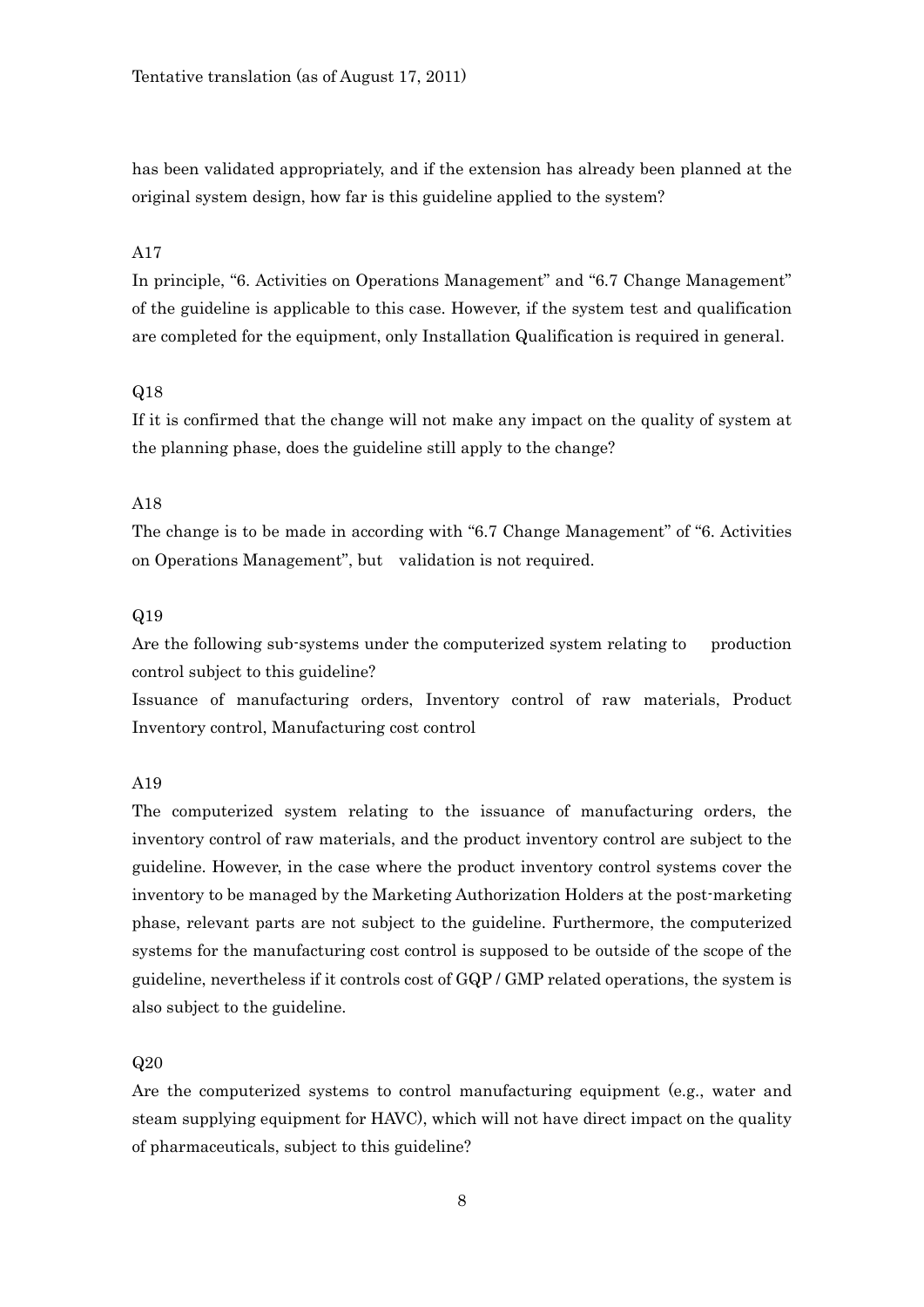has been validated appropriately, and if the extension has already been planned at the original system design, how far is this guideline applied to the system?

A17

In principle, "6. Activities on Operations Management" and "6.7 Change Management" of the guideline is applicable to this case. However, if the system test and qualification are completed for the equipment, only Installation Qualification is required in general.

Q18

If it is confirmed that the change will not make any impact on the quality of system at the planning phase, does the guideline still apply to the change?

A18

The change is to be made in according with "6.7 Change Management" of "6. Activities on Operations Management", but validation is not required.

Q19

Are the following sub-systems under the computerized system relating to production control subject to this guideline?

Issuance of manufacturing orders, Inventory control of raw materials, Product Inventory control, Manufacturing cost control

A19

The computerized system relating to the issuance of manufacturing orders, the inventory control of raw materials, and the product inventory control are subject to the guideline. However, in the case where the product inventory control systems cover the inventory to be managed by the Marketing Authorization Holders at the post-marketing phase, relevant parts are not subject to the guideline. Furthermore, the computerized systems for the manufacturing cost control is supposed to be outside of the scope of the guideline, nevertheless if it controls cost of GQP / GMP related operations, the system is also subject to the guideline.

Q20

Are the computerized systems to control manufacturing equipment (e.g., water and steam supplying equipment for HAVC), which will not have direct impact on the quality of pharmaceuticals, subject to this guideline?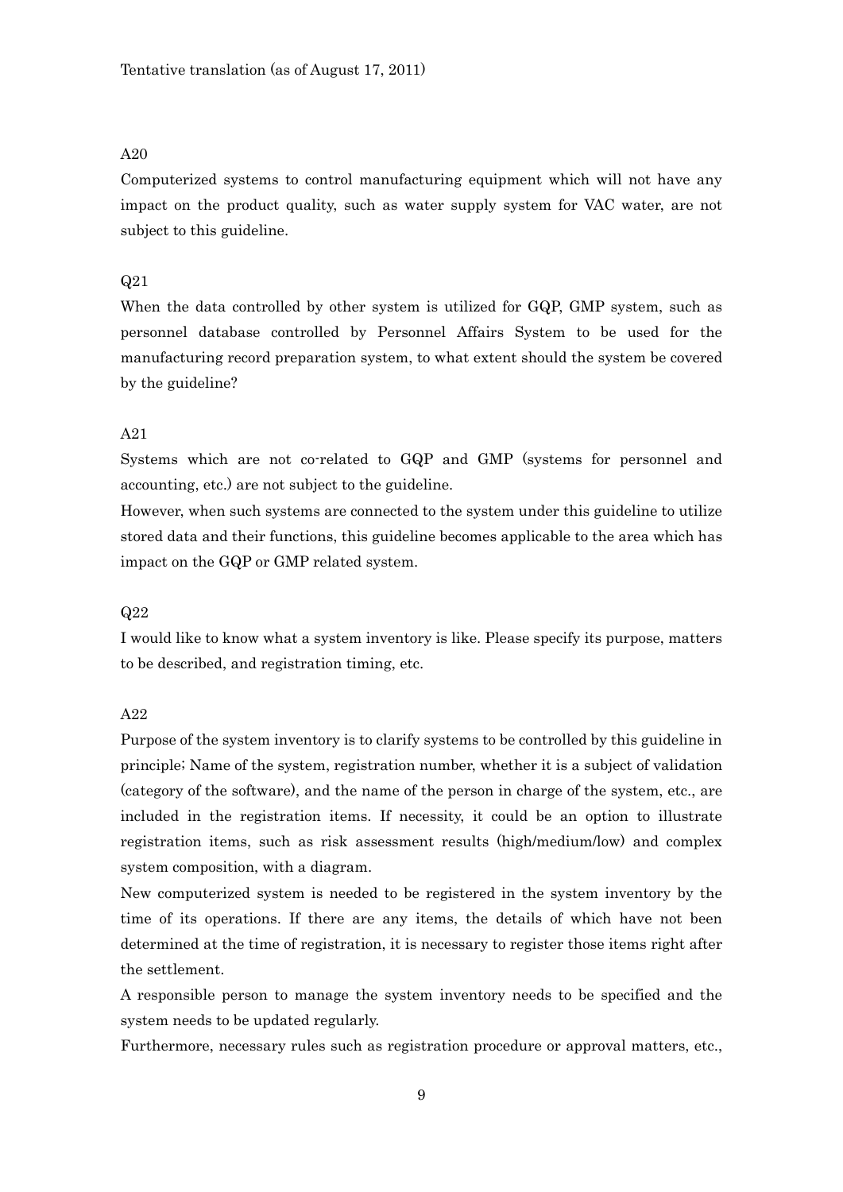A20

Computerized systems to control manufacturing equipment which will not have any impact on the product quality, such as water supply system for VAC water, are not subject to this guideline.

Q21

When the data controlled by other system is utilized for GQP, GMP system, such as personnel database controlled by Personnel Affairs System to be used for the manufacturing record preparation system, to what extent should the system be covered by the guideline?

A21

Systems which are not co-related to GQP and GMP (systems for personnel and accounting, etc.) are not subject to the guideline.

However, when such systems are connected to the system under this guideline to utilize stored data and their functions, this guideline becomes applicable to the area which has impact on the GQP or GMP related system.

Q22

I would like to know what a system inventory is like. Please specify its purpose, matters to be described, and registration timing, etc.

A22

Purpose of the system inventory is to clarify systems to be controlled by this guideline in principle; Name of the system, registration number, whether it is a subject of validation (category of the software), and the name of the person in charge of the system, etc., are included in the registration items. If necessity, it could be an option to illustrate registration items, such as risk assessment results (high/medium/low) and complex system composition, with a diagram.

New computerized system is needed to be registered in the system inventory by the time of its operations. If there are any items, the details of which have not been determined at the time of registration, it is necessary to register those items right after the settlement.

A responsible person to manage the system inventory needs to be specified and the system needs to be updated regularly.

Furthermore, necessary rules such as registration procedure or approval matters, etc.,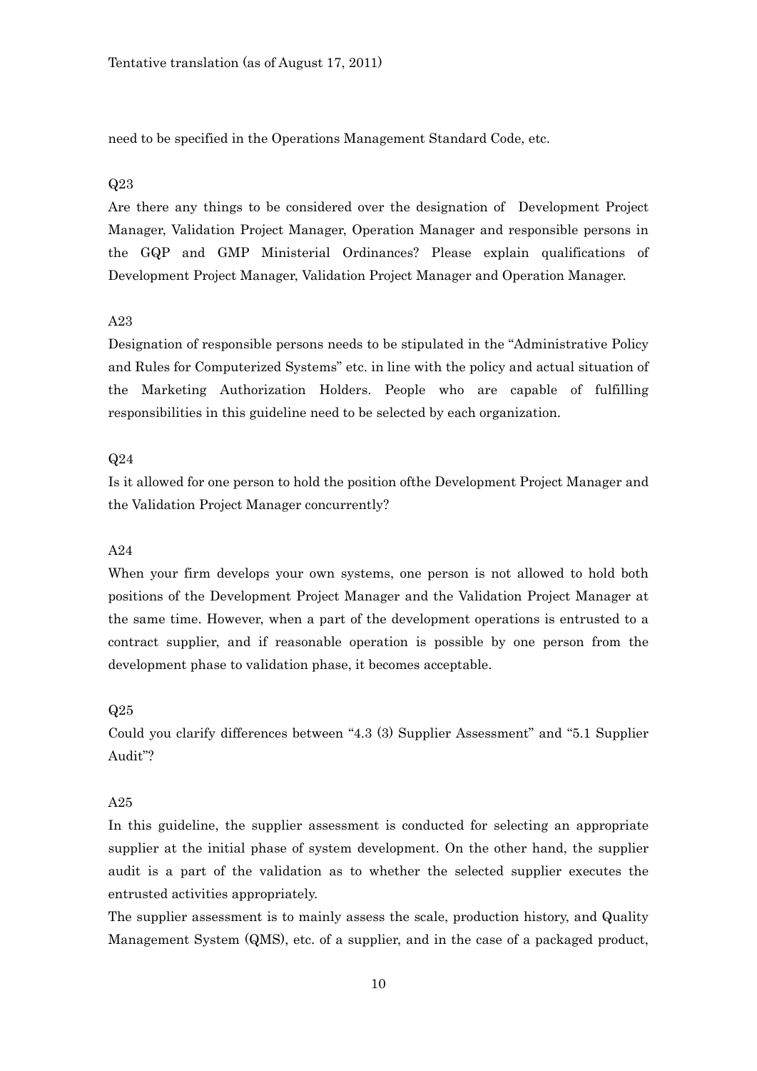need to be specified in the Operations Management Standard Code, etc.

Q23

Are there any things to be considered over the designation of Development Project Manager, Validation Project Manager, Operation Manager and responsible persons in the GQP and GMP Ministerial Ordinances? Please explain qualifications of Development Project Manager, Validation Project Manager and Operation Manager.

A23

Designation of responsible persons needs to be stipulated in the "Administrative Policy and Rules for Computerized Systems" etc. in line with the policy and actual situation of the Marketing Authorization Holders. People who are capable of fulfilling responsibilities in this guideline need to be selected by each organization.

Q24

Is it allowed for one person to hold the position ofthe Development Project Manager and the Validation Project Manager concurrently?

A24

When your firm develops your own systems, one person is not allowed to hold both positions of the Development Project Manager and the Validation Project Manager at the same time. However, when a part of the development operations is entrusted to a contract supplier, and if reasonable operation is possible by one person from the development phase to validation phase, it becomes acceptable.

Q25

Could you clarify differences between "4.3 (3) Supplier Assessment" and "5.1 Supplier Audit"?

A25

In this guideline, the supplier assessment is conducted for selecting an appropriate supplier at the initial phase of system development. On the other hand, the supplier audit is a part of the validation as to whether the selected supplier executes the entrusted activities appropriately.

The supplier assessment is to mainly assess the scale, production history, and Quality Management System (QMS), etc. of a supplier, and in the case of a packaged product,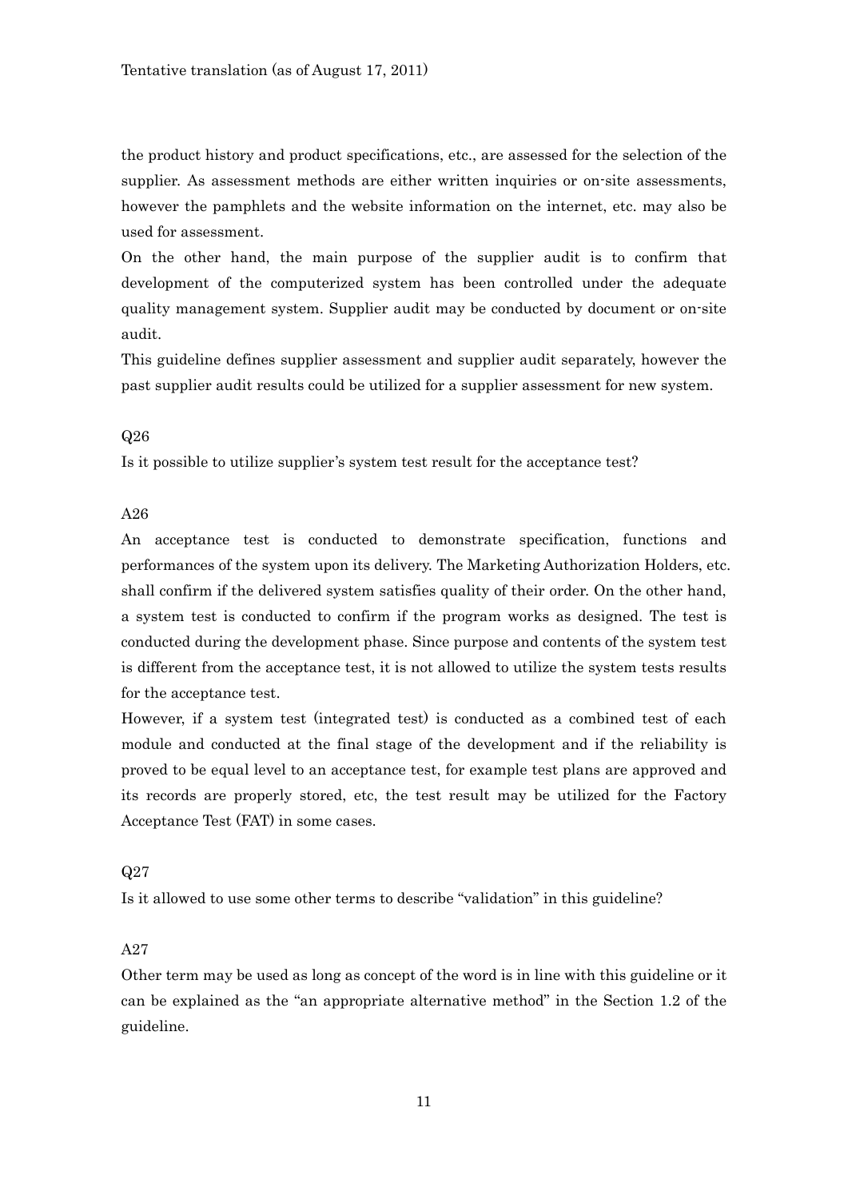the product history and product specifications, etc., are assessed for the selection of the supplier. As assessment methods are either written inquiries or on-site assessments, however the pamphlets and the website information on the internet, etc. may also be used for assessment.

On the other hand, the main purpose of the supplier audit is to confirm that development of the computerized system has been controlled under the adequate quality management system. Supplier audit may be conducted by document or on-site audit.

This guideline defines supplier assessment and supplier audit separately, however the past supplier audit results could be utilized for a supplier assessment for new system.

Q26

Is it possible to utilize supplier's system test result for the acceptance test?

A26

An acceptance test is conducted to demonstrate specification, functions and performances of the system upon its delivery. The Marketing Authorization Holders, etc. shall confirm if the delivered system satisfies quality of their order. On the other hand, a system test is conducted to confirm if the program works as designed. The test is conducted during the development phase. Since purpose and contents of the system test is different from the acceptance test, it is not allowed to utilize the system tests results for the acceptance test.

However, if a system test (integrated test) is conducted as a combined test of each module and conducted at the final stage of the development and if the reliability is proved to be equal level to an acceptance test, for example test plans are approved and its records are properly stored, etc, the test result may be utilized for the Factory Acceptance Test (FAT) in some cases.

Q27

Is it allowed to use some other terms to describe "validation" in this guideline?

A27

Other term may be used as long as concept of the word is in line with this guideline or it can be explained as the "an appropriate alternative method" in the Section 1.2 of the guideline.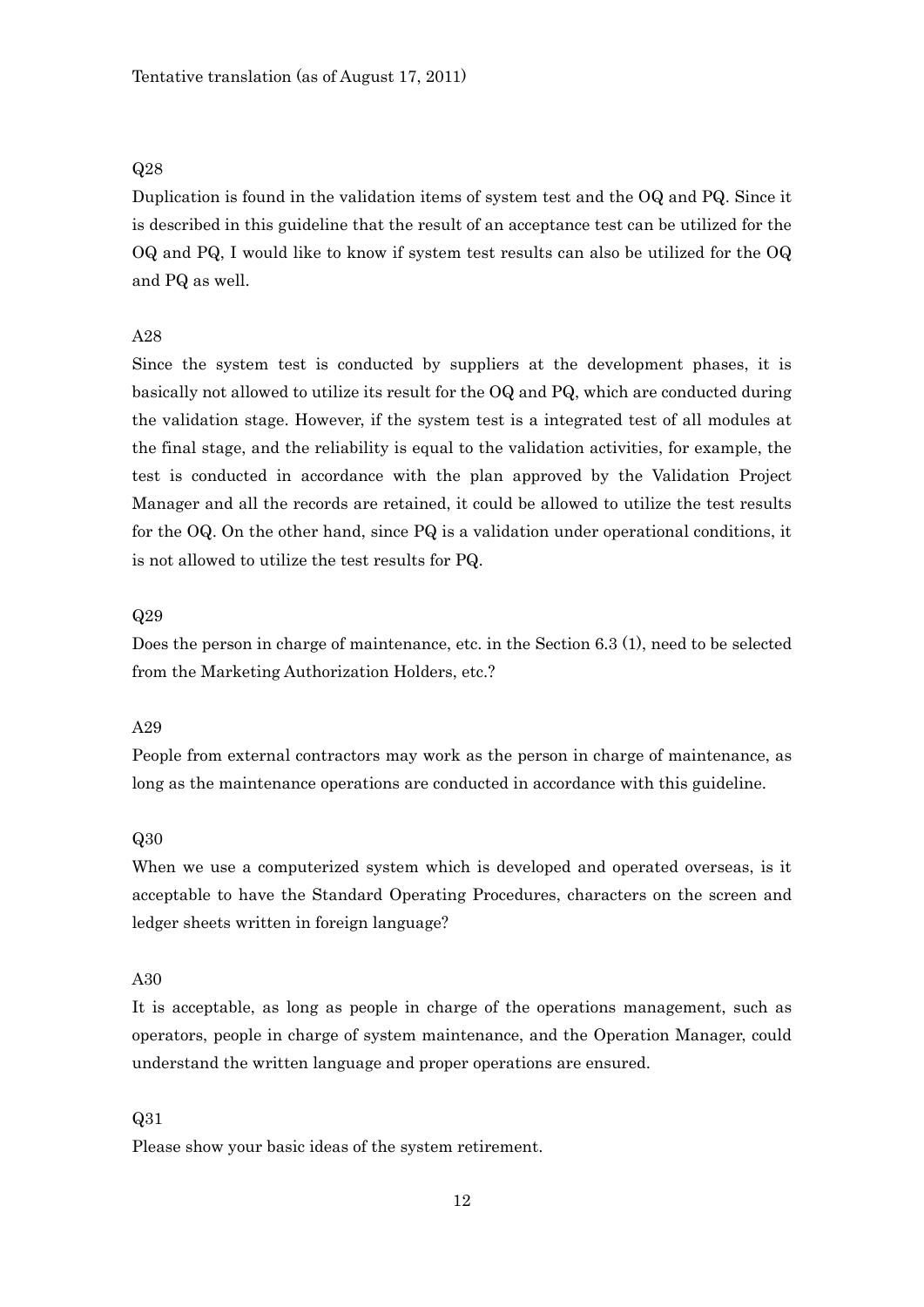Q28

Duplication is found in the validation items of system test and the OQ and PQ. Since it is described in this guideline that the result of an acceptance test can be utilized for the OQ and PQ, I would like to know if system test results can also be utilized for the OQ and PQ as well.

A28

Since the system test is conducted by suppliers at the development phases, it is basically not allowed to utilize its result for the OQ and PQ, which are conducted during the validation stage. However, if the system test is a integrated test of all modules at the final stage, and the reliability is equal to the validation activities, for example, the test is conducted in accordance with the plan approved by the Validation Project Manager and all the records are retained, it could be allowed to utilize the test results for the OQ. On the other hand, since PQ is a validation under operational conditions, it is not allowed to utilize the test results for PQ.

Q29

Does the person in charge of maintenance, etc. in the Section 6.3 (1), need to be selected from the Marketing Authorization Holders, etc.?

A29

People from external contractors may work as the person in charge of maintenance, as long as the maintenance operations are conducted in accordance with this guideline.

Q30

When we use a computerized system which is developed and operated overseas, is it acceptable to have the Standard Operating Procedures, characters on the screen and ledger sheets written in foreign language?

A30

It is acceptable, as long as people in charge of the operations management, such as operators, people in charge of system maintenance, and the Operation Manager, could understand the written language and proper operations are ensured.

Q31

Please show your basic ideas of the system retirement.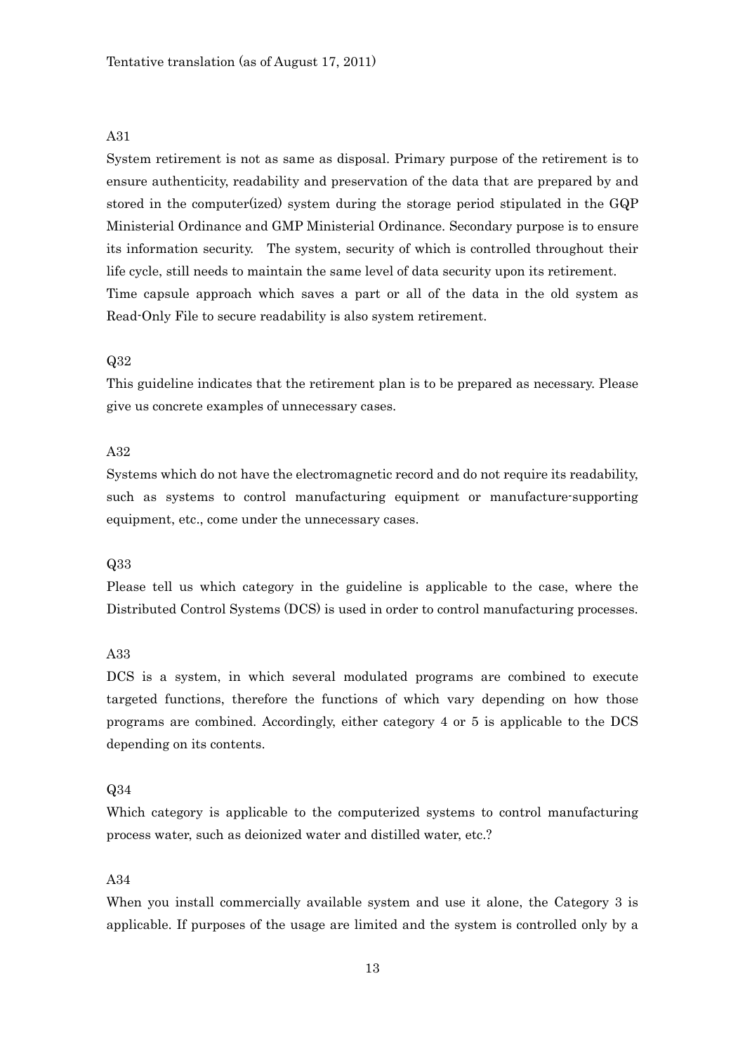A31

System retirement is not as same as disposal. Primary purpose of the retirement is to ensure authenticity, readability and preservation of the data that are prepared by and stored in the computer(ized) system during the storage period stipulated in the GQP Ministerial Ordinance and GMP Ministerial Ordinance. Secondary purpose is to ensure its information security. The system, security of which is controlled throughout their life cycle, still needs to maintain the same level of data security upon its retirement.
Time capsule approach which saves a part or all of the data in the old system as Read-Only File to secure readability is also system retirement.

Q32

This guideline indicates that the retirement plan is to be prepared as necessary. Please give us concrete examples of unnecessary cases.

A32

Systems which do not have the electromagnetic record and do not require its readability, such as systems to control manufacturing equipment or manufacture-supporting equipment, etc., come under the unnecessary cases.

Q33

Please tell us which category in the guideline is applicable to the case, where the Distributed Control Systems (DCS) is used in order to control manufacturing processes.

A33

DCS is a system, in which several modulated programs are combined to execute targeted functions, therefore the functions of which vary depending on how those programs are combined. Accordingly, either category 4 or 5 is applicable to the DCS depending on its contents.

Q34

Which category is applicable to the computerized systems to control manufacturing process water, such as deionized water and distilled water, etc.?

A34

When you install commercially available system and use it alone, the Category 3 is applicable. If purposes of the usage are limited and the system is controlled only by a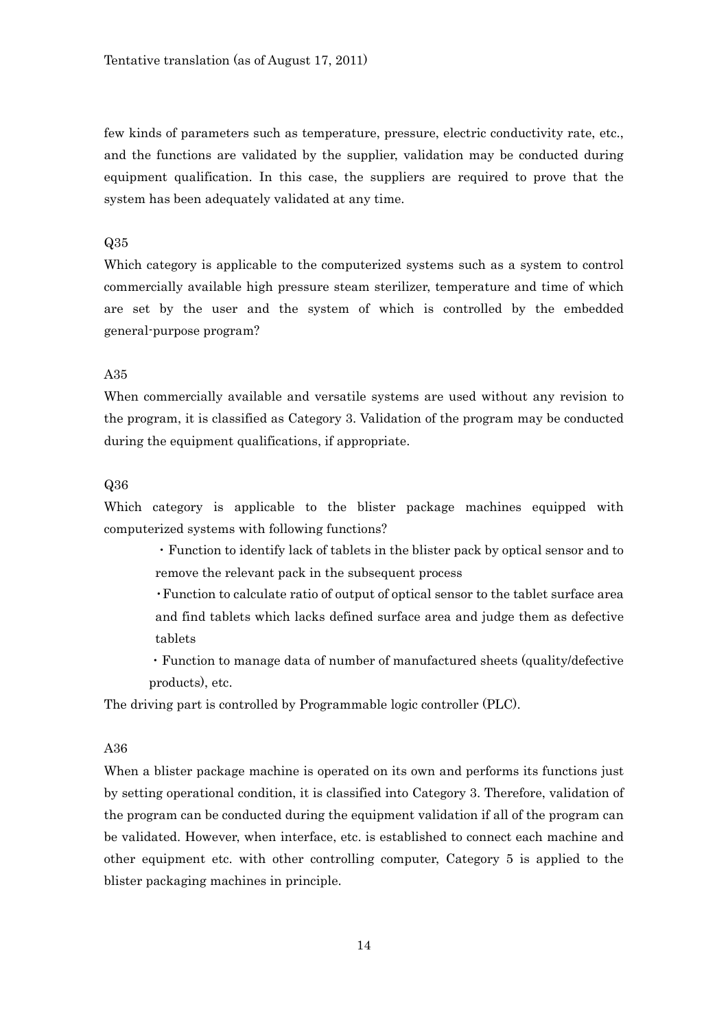few kinds of parameters such as temperature, pressure, electric conductivity rate, etc., and the functions are validated by the supplier, validation may be conducted during equipment qualification. In this case, the suppliers are required to prove that the system has been adequately validated at any time.

Q35

Which category is applicable to the computerized systems such as a system to control commercially available high pressure steam sterilizer, temperature and time of which are set by the user and the system of which is controlled by the embedded general-purpose program?

A35

When commercially available and versatile systems are used without any revision to the program, it is classified as Category 3. Validation of the program may be conducted during the equipment qualifications, if appropriate.

Q36

Which category is applicable to the blister package machines equipped with computerized systems with following functions?

- Function to identify lack of tablets in the blister pack by optical sensor and to remove the relevant pack in the subsequent process
- Function to calculate ratio of output of optical sensor to the tablet surface area and find tablets which lacks defined surface area and judge them as defective tablets
- Function to manage data of number of manufactured sheets (quality/defective products), etc.

The driving part is controlled by Programmable logic controller (PLC).

A36

When a blister package machine is operated on its own and performs its functions just by setting operational condition, it is classified into Category 3. Therefore, validation of the program can be conducted during the equipment validation if all of the program can be validated. However, when interface, etc. is established to connect each machine and other equipment etc. with other controlling computer, Category 5 is applied to the blister packaging machines in principle.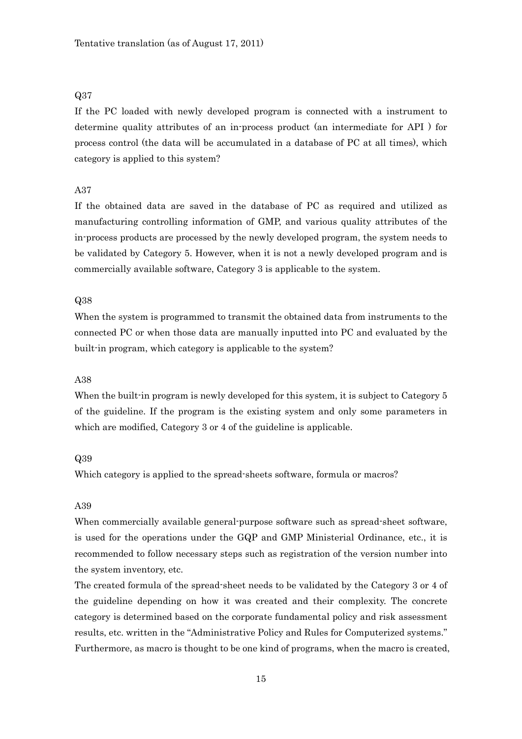Q37

If the PC loaded with newly developed program is connected with a instrument to determine quality attributes of an in-process product (an intermediate for API ) for process control (the data will be accumulated in a database of PC at all times), which category is applied to this system?

A37

If the obtained data are saved in the database of PC as required and utilized as manufacturing controlling information of GMP, and various quality attributes of the in-process products are processed by the newly developed program, the system needs to be validated by Category 5. However, when it is not a newly developed program and is commercially available software, Category 3 is applicable to the system.

Q38

When the system is programmed to transmit the obtained data from instruments to the connected PC or when those data are manually inputted into PC and evaluated by the built-in program, which category is applicable to the system?

A38

When the built-in program is newly developed for this system, it is subject to Category 5 of the guideline. If the program is the existing system and only some parameters in which are modified, Category 3 or 4 of the guideline is applicable.

Q39

Which category is applied to the spread-sheets software, formula or macros?

A39

When commercially available general-purpose software such as spread-sheet software, is used for the operations under the GQP and GMP Ministerial Ordinance, etc., it is recommended to follow necessary steps such as registration of the version number into the system inventory, etc.

The created formula of the spread-sheet needs to be validated by the Category 3 or 4 of the guideline depending on how it was created and their complexity. The concrete category is determined based on the corporate fundamental policy and risk assessment results, etc. written in the "Administrative Policy and Rules for Computerized systems." Furthermore, as macro is thought to be one kind of programs, when the macro is created,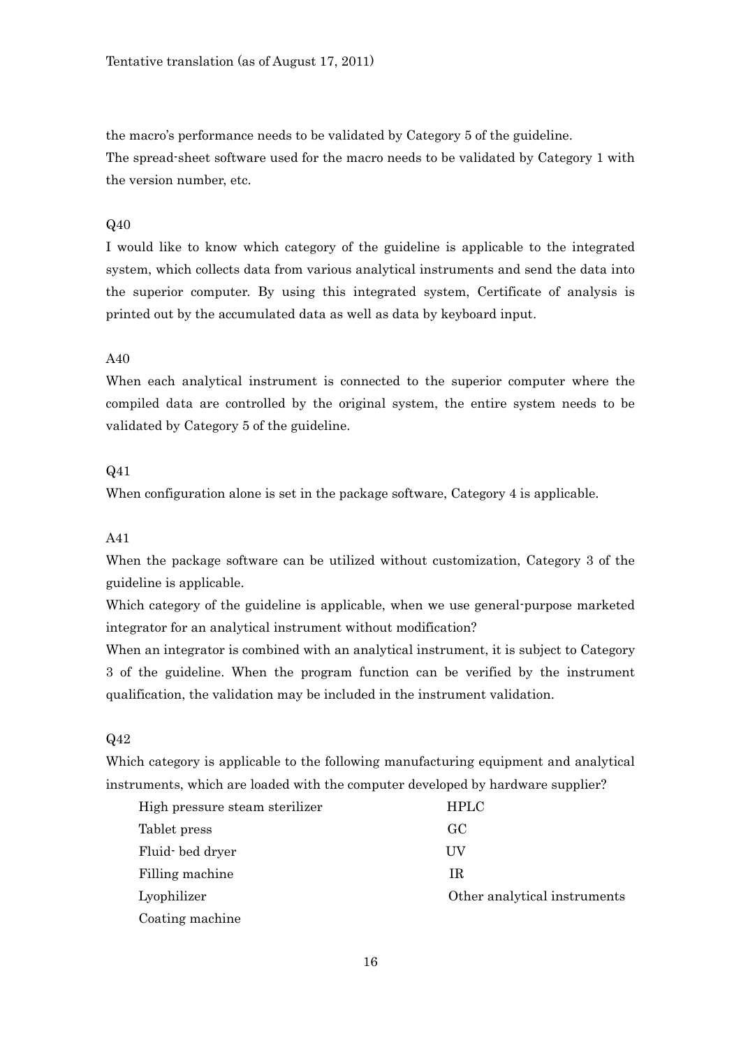the macro's performance needs to be validated by Category 5 of the guideline.
The spread-sheet software used for the macro needs to be validated by Category 1 with the version number, etc.

Q40

I would like to know which category of the guideline is applicable to the integrated system, which collects data from various analytical instruments and send the data into the superior computer. By using this integrated system, Certificate of analysis is printed out by the accumulated data as well as data by keyboard input.

A40

When each analytical instrument is connected to the superior computer where the compiled data are controlled by the original system, the entire system needs to be validated by Category 5 of the guideline.

Q41

When configuration alone is set in the package software, Category 4 is applicable.

A41

When the package software can be utilized without customization, Category 3 of the guideline is applicable.
Which category of the guideline is applicable, when we use general-purpose marketed integrator for an analytical instrument without modification?
When an integrator is combined with an analytical instrument, it is subject to Category 3 of the guideline. When the program function can be verified by the instrument qualification, the validation may be included in the instrument validation.

Q42

Which category is applicable to the following manufacturing equipment and analytical instruments, which are loaded with the computer developed by hardware supplier?

| | |
|---|---|
| High pressure steam sterilizer | HPLC |
| Tablet press | GC |
| Fluid- bed dryer | UV |
| Filling machine | IR |
| Lyophilizer | Other analytical instruments |
| Coating machine | |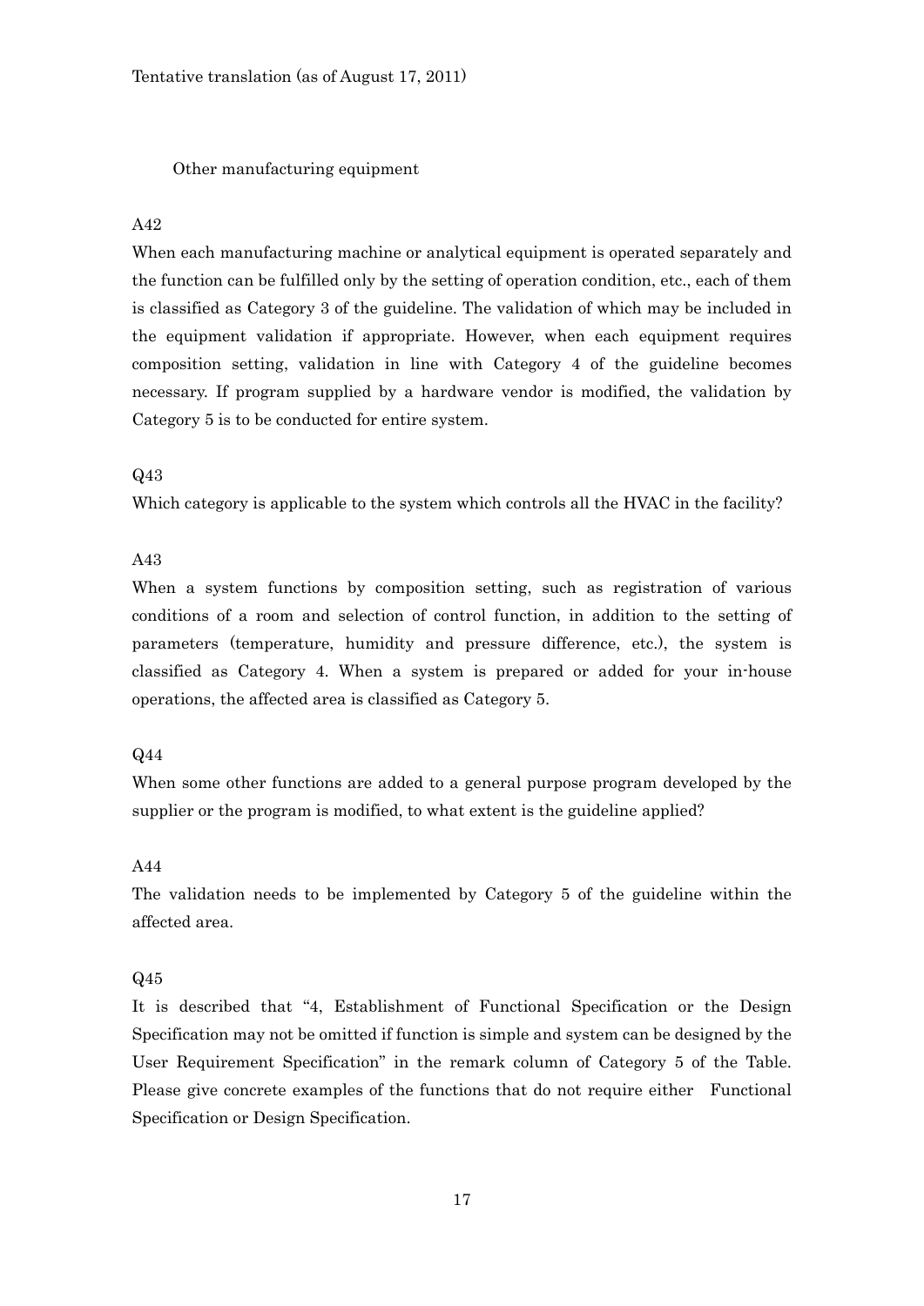Other manufacturing equipment

A42

When each manufacturing machine or analytical equipment is operated separately and the function can be fulfilled only by the setting of operation condition, etc., each of them is classified as Category 3 of the guideline. The validation of which may be included in the equipment validation if appropriate. However, when each equipment requires composition setting, validation in line with Category 4 of the guideline becomes necessary. If program supplied by a hardware vendor is modified, the validation by Category 5 is to be conducted for entire system.

Q43

Which category is applicable to the system which controls all the HVAC in the facility?

A43

When a system functions by composition setting, such as registration of various conditions of a room and selection of control function, in addition to the setting of parameters (temperature, humidity and pressure difference, etc.), the system is classified as Category 4. When a system is prepared or added for your in-house operations, the affected area is classified as Category 5.

Q44

When some other functions are added to a general purpose program developed by the supplier or the program is modified, to what extent is the guideline applied?

A44

The validation needs to be implemented by Category 5 of the guideline within the affected area.

Q45

It is described that "4, Establishment of Functional Specification or the Design Specification may not be omitted if function is simple and system can be designed by the User Requirement Specification" in the remark column of Category 5 of the Table. Please give concrete examples of the functions that do not require either Functional Specification or Design Specification.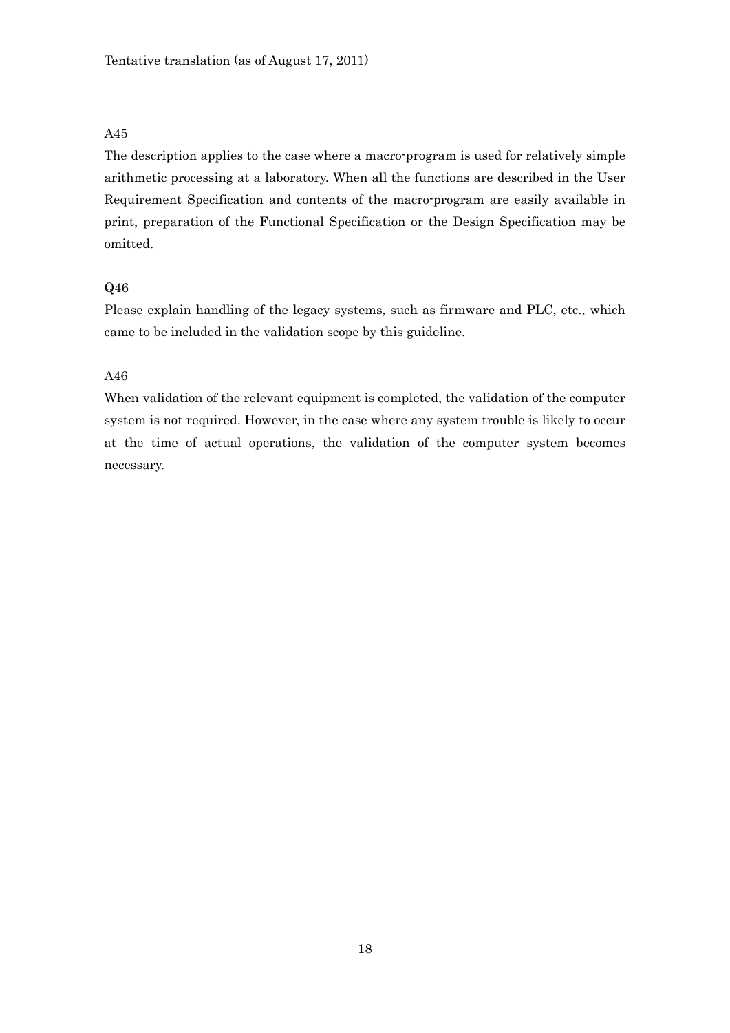A45

The description applies to the case where a macro-program is used for relatively simple arithmetic processing at a laboratory. When all the functions are described in the User Requirement Specification and contents of the macro-program are easily available in print, preparation of the Functional Specification or the Design Specification may be omitted.

Q46

Please explain handling of the legacy systems, such as firmware and PLC, etc., which came to be included in the validation scope by this guideline.

A46

When validation of the relevant equipment is completed, the validation of the computer system is not required. However, in the case where any system trouble is likely to occur at the time of actual operations, the validation of the computer system becomes necessary.